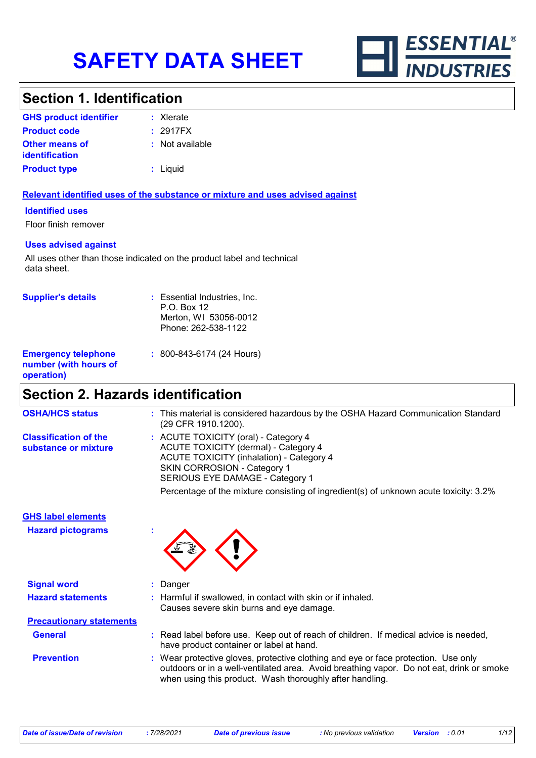# SAFETY DATA SHEET

ESSENTIAL® INDUSTRIES

## Section 1. Identification

| | |
|---|---|
| **GHS product identifier** | : Xlerate |
| **Product code** | : 2917FX |
| **Other means of identification** | : Not available |
| **Product type** | : Liquid |

**Relevant identified uses of the substance or mixture and uses advised against**

**Identified uses**

Floor finish remover

**Uses advised against**

All uses other than those indicated on the product label and technical data sheet.

| | |
|---|---|
| **Supplier's details** | : Essential Industries, Inc.<br>P.O. Box 12<br>Merton, WI 53056-0012<br>Phone: 262-538-1122 |
| **Emergency telephone number (with hours of operation)** | : 800-843-6174 (24 Hours) |

## Section 2. Hazards identification

**OSHA/HCS status** : This material is considered hazardous by the OSHA Hazard Communication Standard (29 CFR 1910.1200).

**Classification of the substance or mixture** : ACUTE TOXICITY (oral) - Category 4
ACUTE TOXICITY (dermal) - Category 4
ACUTE TOXICITY (inhalation) - Category 4
SKIN CORROSION - Category 1
SERIOUS EYE DAMAGE - Category 1

Percentage of the mixture consisting of ingredient(s) of unknown acute toxicity: 3.2%

**GHS label elements**

**Hazard pictograms** :

**Signal word** : Danger

**Hazard statements** : Harmful if swallowed, in contact with skin or if inhaled.
Causes severe skin burns and eye damage.

**Precautionary statements**

**General** : Read label before use. Keep out of reach of children. If medical advice is needed, have product container or label at hand.

**Prevention** : Wear protective gloves, protective clothing and eye or face protection. Use only outdoors or in a well-ventilated area. Avoid breathing vapor. Do not eat, drink or smoke when using this product. Wash thoroughly after handling.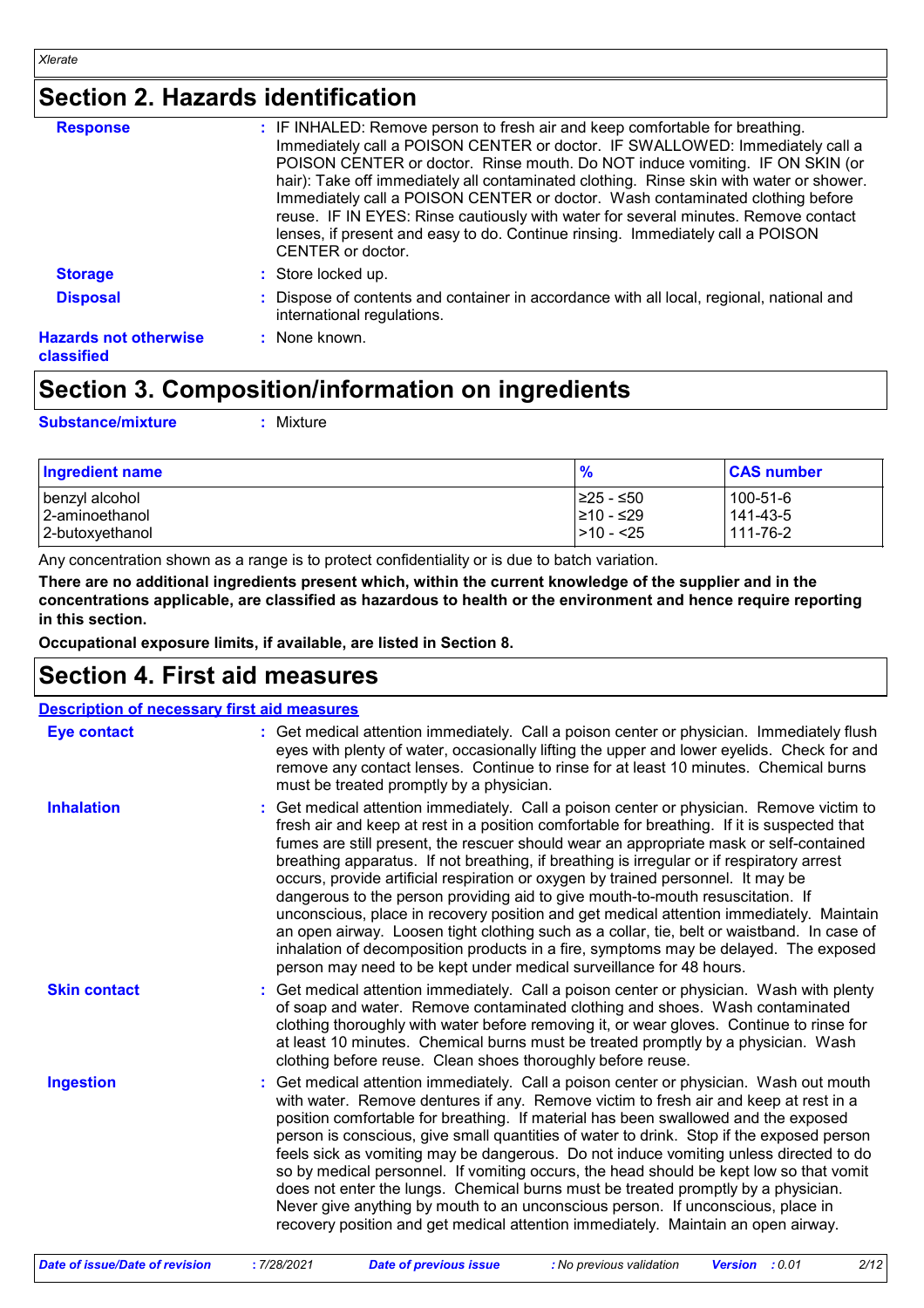## Section 2. Hazards identification

**Response** : IF INHALED: Remove person to fresh air and keep comfortable for breathing. Immediately call a POISON CENTER or doctor. IF SWALLOWED: Immediately call a POISON CENTER or doctor. Rinse mouth. Do NOT induce vomiting. IF ON SKIN (or hair): Take off immediately all contaminated clothing. Rinse skin with water or shower. Immediately call a POISON CENTER or doctor. Wash contaminated clothing before reuse. IF IN EYES: Rinse cautiously with water for several minutes. Remove contact lenses, if present and easy to do. Continue rinsing. Immediately call a POISON CENTER or doctor.

**Storage** : Store locked up.

**Disposal** : Dispose of contents and container in accordance with all local, regional, national and international regulations.

**Hazards not otherwise classified** : None known.

## Section 3. Composition/information on ingredients

**Substance/mixture** : Mixture

| Ingredient name | % | CAS number |
|---|---|---|
| benzyl alcohol | ≥25 - ≤50 | 100-51-6 |
| 2-aminoethanol | ≥10 - ≤29 | 141-43-5 |
| 2-butoxyethanol | >10 - <25 | 111-76-2 |

Any concentration shown as a range is to protect confidentiality or is due to batch variation.

**There are no additional ingredients present which, within the current knowledge of the supplier and in the concentrations applicable, are classified as hazardous to health or the environment and hence require reporting in this section.**

**Occupational exposure limits, if available, are listed in Section 8.**

## Section 4. First aid measures

### Description of necessary first aid measures

**Eye contact** : Get medical attention immediately. Call a poison center or physician. Immediately flush eyes with plenty of water, occasionally lifting the upper and lower eyelids. Check for and remove any contact lenses. Continue to rinse for at least 10 minutes. Chemical burns must be treated promptly by a physician.

**Inhalation** : Get medical attention immediately. Call a poison center or physician. Remove victim to fresh air and keep at rest in a position comfortable for breathing. If it is suspected that fumes are still present, the rescuer should wear an appropriate mask or self-contained breathing apparatus. If not breathing, if breathing is irregular or if respiratory arrest occurs, provide artificial respiration or oxygen by trained personnel. It may be dangerous to the person providing aid to give mouth-to-mouth resuscitation. If unconscious, place in recovery position and get medical attention immediately. Maintain an open airway. Loosen tight clothing such as a collar, tie, belt or waistband. In case of inhalation of decomposition products in a fire, symptoms may be delayed. The exposed person may need to be kept under medical surveillance for 48 hours.

**Skin contact** : Get medical attention immediately. Call a poison center or physician. Wash with plenty of soap and water. Remove contaminated clothing and shoes. Wash contaminated clothing thoroughly with water before removing it, or wear gloves. Continue to rinse for at least 10 minutes. Chemical burns must be treated promptly by a physician. Wash clothing before reuse. Clean shoes thoroughly before reuse.

**Ingestion** : Get medical attention immediately. Call a poison center or physician. Wash out mouth with water. Remove dentures if any. Remove victim to fresh air and keep at rest in a position comfortable for breathing. If material has been swallowed and the exposed person is conscious, give small quantities of water to drink. Stop if the exposed person feels sick as vomiting may be dangerous. Do not induce vomiting unless directed to do so by medical personnel. If vomiting occurs, the head should be kept low so that vomit does not enter the lungs. Chemical burns must be treated promptly by a physician. Never give anything by mouth to an unconscious person. If unconscious, place in recovery position and get medical attention immediately. Maintain an open airway.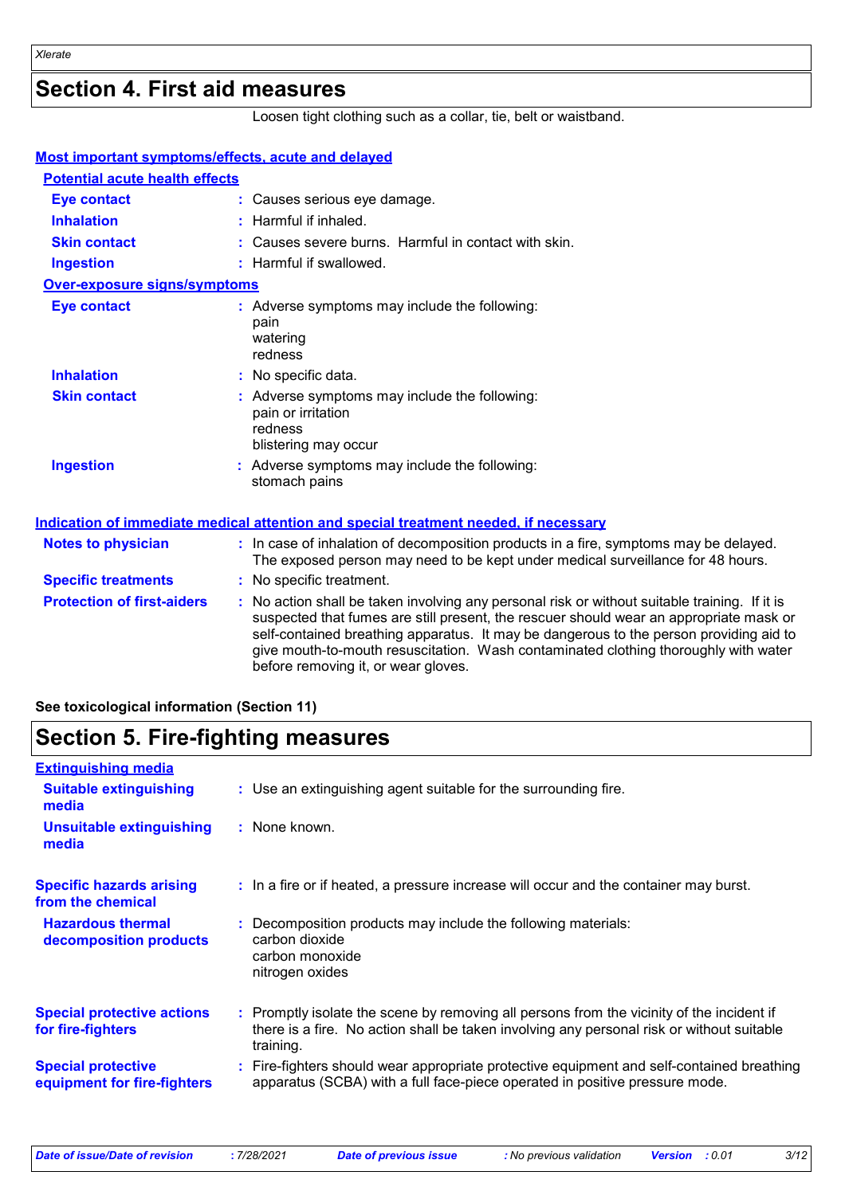## Section 4. First aid measures

Loosen tight clothing such as a collar, tie, belt or waistband.

### Most important symptoms/effects, acute and delayed

**Potential acute health effects**

**Eye contact** : Causes serious eye damage.

**Inhalation** : Harmful if inhaled.

**Skin contact** : Causes severe burns. Harmful in contact with skin.

**Ingestion** : Harmful if swallowed.

**Over-exposure signs/symptoms**

**Eye contact** : Adverse symptoms may include the following:
pain
watering
redness

**Inhalation** : No specific data.

**Skin contact** : Adverse symptoms may include the following:
pain or irritation
redness
blistering may occur

**Ingestion** : Adverse symptoms may include the following:
stomach pains

### Indication of immediate medical attention and special treatment needed, if necessary

**Notes to physician** : In case of inhalation of decomposition products in a fire, symptoms may be delayed. The exposed person may need to be kept under medical surveillance for 48 hours.

**Specific treatments** : No specific treatment.

**Protection of first-aiders** : No action shall be taken involving any personal risk or without suitable training. If it is suspected that fumes are still present, the rescuer should wear an appropriate mask or self-contained breathing apparatus. It may be dangerous to the person providing aid to give mouth-to-mouth resuscitation. Wash contaminated clothing thoroughly with water before removing it, or wear gloves.

**See toxicological information (Section 11)**

## Section 5. Fire-fighting measures

### Extinguishing media

**Suitable extinguishing media** : Use an extinguishing agent suitable for the surrounding fire.

**Unsuitable extinguishing media** : None known.

**Specific hazards arising from the chemical** : In a fire or if heated, a pressure increase will occur and the container may burst.

**Hazardous thermal decomposition products** : Decomposition products may include the following materials:
carbon dioxide
carbon monoxide
nitrogen oxides

**Special protective actions for fire-fighters** : Promptly isolate the scene by removing all persons from the vicinity of the incident if there is a fire. No action shall be taken involving any personal risk or without suitable training.

**Special protective equipment for fire-fighters** : Fire-fighters should wear appropriate protective equipment and self-contained breathing apparatus (SCBA) with a full face-piece operated in positive pressure mode.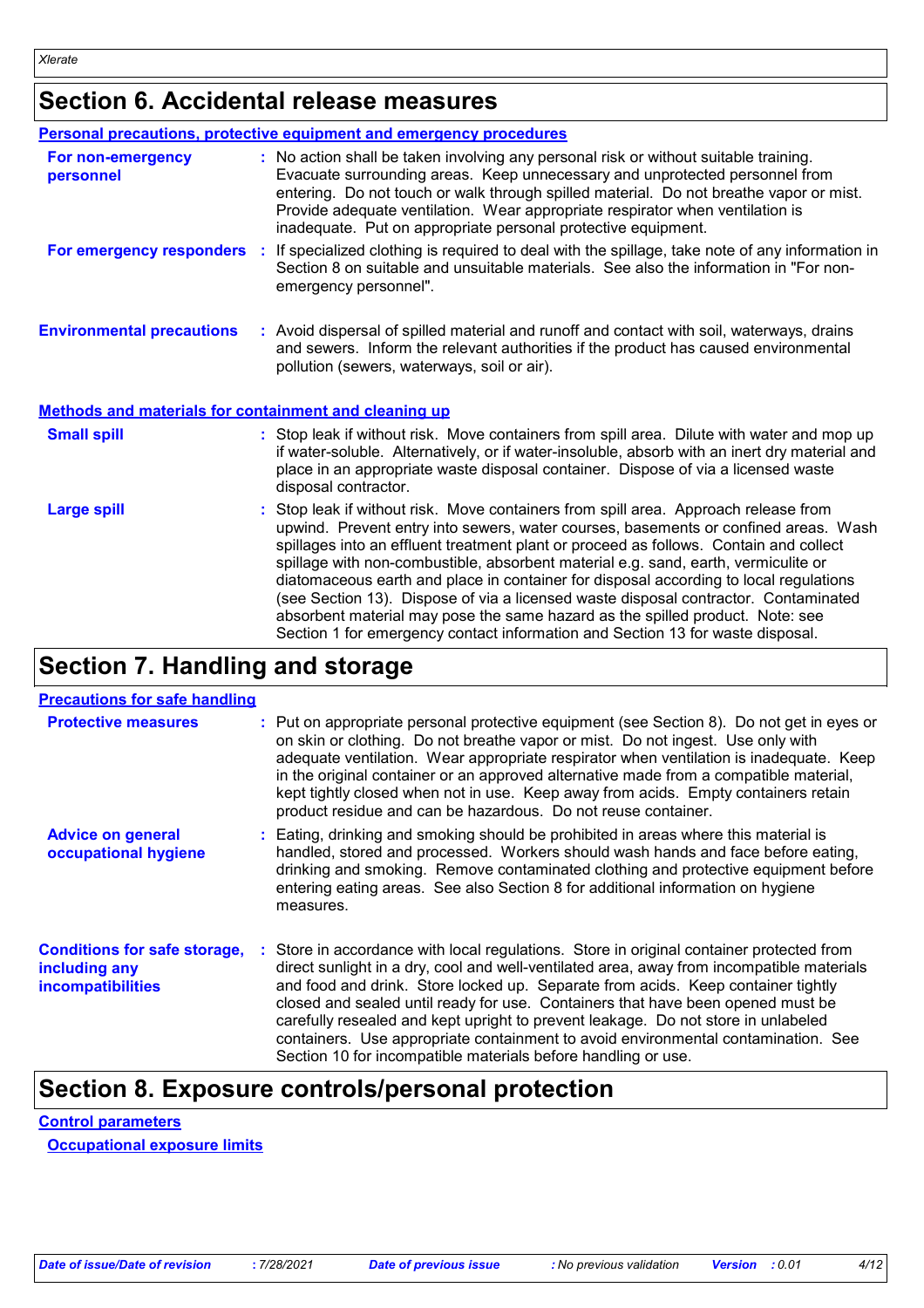## Section 6. Accidental release measures

### Personal precautions, protective equipment and emergency procedures

**For non-emergency personnel** : No action shall be taken involving any personal risk or without suitable training. Evacuate surrounding areas. Keep unnecessary and unprotected personnel from entering. Do not touch or walk through spilled material. Do not breathe vapor or mist. Provide adequate ventilation. Wear appropriate respirator when ventilation is inadequate. Put on appropriate personal protective equipment.

**For emergency responders** : If specialized clothing is required to deal with the spillage, take note of any information in Section 8 on suitable and unsuitable materials. See also the information in "For non-emergency personnel".

**Environmental precautions** : Avoid dispersal of spilled material and runoff and contact with soil, waterways, drains and sewers. Inform the relevant authorities if the product has caused environmental pollution (sewers, waterways, soil or air).

### Methods and materials for containment and cleaning up

**Small spill** : Stop leak if without risk. Move containers from spill area. Dilute with water and mop up if water-soluble. Alternatively, or if water-insoluble, absorb with an inert dry material and place in an appropriate waste disposal container. Dispose of via a licensed waste disposal contractor.

**Large spill** : Stop leak if without risk. Move containers from spill area. Approach release from upwind. Prevent entry into sewers, water courses, basements or confined areas. Wash spillages into an effluent treatment plant or proceed as follows. Contain and collect spillage with non-combustible, absorbent material e.g. sand, earth, vermiculite or diatomaceous earth and place in container for disposal according to local regulations (see Section 13). Dispose of via a licensed waste disposal contractor. Contaminated absorbent material may pose the same hazard as the spilled product. Note: see Section 1 for emergency contact information and Section 13 for waste disposal.

## Section 7. Handling and storage

### Precautions for safe handling

**Protective measures** : Put on appropriate personal protective equipment (see Section 8). Do not get in eyes or on skin or clothing. Do not breathe vapor or mist. Do not ingest. Use only with adequate ventilation. Wear appropriate respirator when ventilation is inadequate. Keep in the original container or an approved alternative made from a compatible material, kept tightly closed when not in use. Keep away from acids. Empty containers retain product residue and can be hazardous. Do not reuse container.

**Advice on general occupational hygiene** : Eating, drinking and smoking should be prohibited in areas where this material is handled, stored and processed. Workers should wash hands and face before eating, drinking and smoking. Remove contaminated clothing and protective equipment before entering eating areas. See also Section 8 for additional information on hygiene measures.

**Conditions for safe storage, including any incompatibilities** : Store in accordance with local regulations. Store in original container protected from direct sunlight in a dry, cool and well-ventilated area, away from incompatible materials and food and drink. Store locked up. Separate from acids. Keep container tightly closed and sealed until ready for use. Containers that have been opened must be carefully resealed and kept upright to prevent leakage. Do not store in unlabeled containers. Use appropriate containment to avoid environmental contamination. See Section 10 for incompatible materials before handling or use.

## Section 8. Exposure controls/personal protection

### Control parameters

#### Occupational exposure limits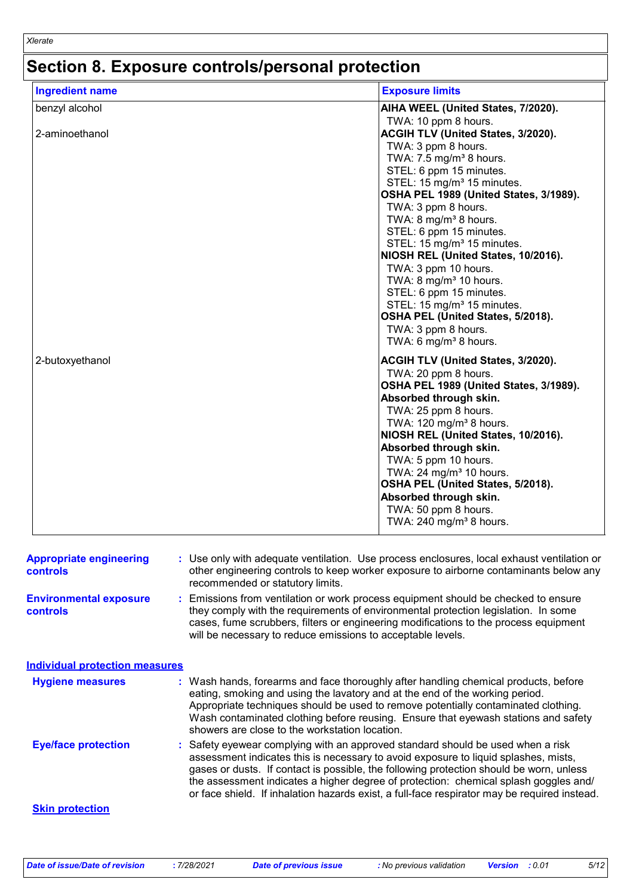# Section 8. Exposure controls/personal protection

| Ingredient name | Exposure limits |
|---|---|
| benzyl alcohol | **AIHA WEEL (United States, 7/2020).**<br>TWA: 10 ppm 8 hours. |
| 2-aminoethanol | **ACGIH TLV (United States, 3/2020).**<br>TWA: 3 ppm 8 hours.<br>TWA: 7.5 mg/m³ 8 hours.<br>STEL: 6 ppm 15 minutes.<br>STEL: 15 mg/m³ 15 minutes.<br>**OSHA PEL 1989 (United States, 3/1989).**<br>TWA: 3 ppm 8 hours.<br>TWA: 8 mg/m³ 8 hours.<br>STEL: 6 ppm 15 minutes.<br>STEL: 15 mg/m³ 15 minutes.<br>**NIOSH REL (United States, 10/2016).**<br>TWA: 3 ppm 10 hours.<br>TWA: 8 mg/m³ 10 hours.<br>STEL: 6 ppm 15 minutes.<br>STEL: 15 mg/m³ 15 minutes.<br>**OSHA PEL (United States, 5/2018).**<br>TWA: 3 ppm 8 hours.<br>TWA: 6 mg/m³ 8 hours. |
| 2-butoxyethanol | **ACGIH TLV (United States, 3/2020).**<br>TWA: 20 ppm 8 hours.<br>**OSHA PEL 1989 (United States, 3/1989).**<br>**Absorbed through skin.**<br>TWA: 25 ppm 8 hours.<br>TWA: 120 mg/m³ 8 hours.<br>**NIOSH REL (United States, 10/2016).**<br>**Absorbed through skin.**<br>TWA: 5 ppm 10 hours.<br>TWA: 24 mg/m³ 10 hours.<br>**OSHA PEL (United States, 5/2018).**<br>**Absorbed through skin.**<br>TWA: 50 ppm 8 hours.<br>TWA: 240 mg/m³ 8 hours. |

**Appropriate engineering controls** : Use only with adequate ventilation. Use process enclosures, local exhaust ventilation or other engineering controls to keep worker exposure to airborne contaminants below any recommended or statutory limits.

**Environmental exposure controls** : Emissions from ventilation or work process equipment should be checked to ensure they comply with the requirements of environmental protection legislation. In some cases, fume scrubbers, filters or engineering modifications to the process equipment will be necessary to reduce emissions to acceptable levels.

## Individual protection measures

**Hygiene measures** : Wash hands, forearms and face thoroughly after handling chemical products, before eating, smoking and using the lavatory and at the end of the working period. Appropriate techniques should be used to remove potentially contaminated clothing. Wash contaminated clothing before reusing. Ensure that eyewash stations and safety showers are close to the workstation location.

**Eye/face protection** : Safety eyewear complying with an approved standard should be used when a risk assessment indicates this is necessary to avoid exposure to liquid splashes, mists, gases or dusts. If contact is possible, the following protection should be worn, unless the assessment indicates a higher degree of protection: chemical splash goggles and/ or face shield. If inhalation hazards exist, a full-face respirator may be required instead.

**Skin protection**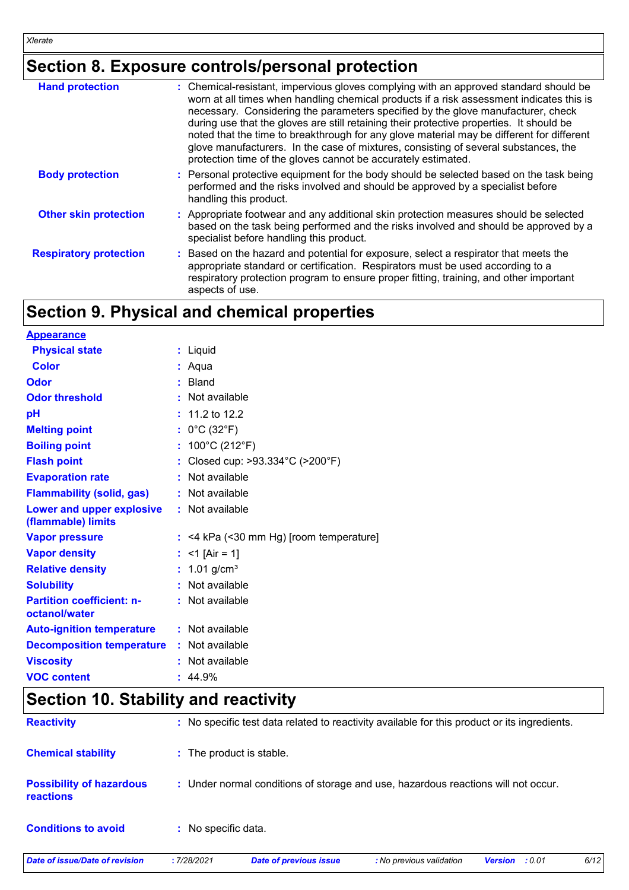## Section 8. Exposure controls/personal protection

| | |
|---|---|
| **Hand protection** | : Chemical-resistant, impervious gloves complying with an approved standard should be worn at all times when handling chemical products if a risk assessment indicates this is necessary. Considering the parameters specified by the glove manufacturer, check during use that the gloves are still retaining their protective properties. It should be noted that the time to breakthrough for any glove material may be different for different glove manufacturers. In the case of mixtures, consisting of several substances, the protection time of the gloves cannot be accurately estimated. |
| **Body protection** | : Personal protective equipment for the body should be selected based on the task being performed and the risks involved and should be approved by a specialist before handling this product. |
| **Other skin protection** | : Appropriate footwear and any additional skin protection measures should be selected based on the task being performed and the risks involved and should be approved by a specialist before handling this product. |
| **Respiratory protection** | : Based on the hazard and potential for exposure, select a respirator that meets the appropriate standard or certification. Respirators must be used according to a respiratory protection program to ensure proper fitting, training, and other important aspects of use. |

## Section 9. Physical and chemical properties

**Appearance**

| | |
|---|---|
| **Physical state** | : Liquid |
| **Color** | : Aqua |
| **Odor** | : Bland |
| **Odor threshold** | : Not available |
| **pH** | : 11.2 to 12.2 |
| **Melting point** | : 0°C (32°F) |
| **Boiling point** | : 100°C (212°F) |
| **Flash point** | : Closed cup: >93.334°C (>200°F) |
| **Evaporation rate** | : Not available |
| **Flammability (solid, gas)** | : Not available |
| **Lower and upper explosive (flammable) limits** | : Not available |
| **Vapor pressure** | : <4 kPa (<30 mm Hg) [room temperature] |
| **Vapor density** | : <1 [Air = 1] |
| **Relative density** | : 1.01 g/cm³ |
| **Solubility** | : Not available |
| **Partition coefficient: n-octanol/water** | : Not available |
| **Auto-ignition temperature** | : Not available |
| **Decomposition temperature** | : Not available |
| **Viscosity** | : Not available |
| **VOC content** | : 44.9% |

## Section 10. Stability and reactivity

| | |
|---|---|
| **Reactivity** | : No specific test data related to reactivity available for this product or its ingredients. |
| **Chemical stability** | : The product is stable. |
| **Possibility of hazardous reactions** | : Under normal conditions of storage and use, hazardous reactions will not occur. |
| **Conditions to avoid** | : No specific data. |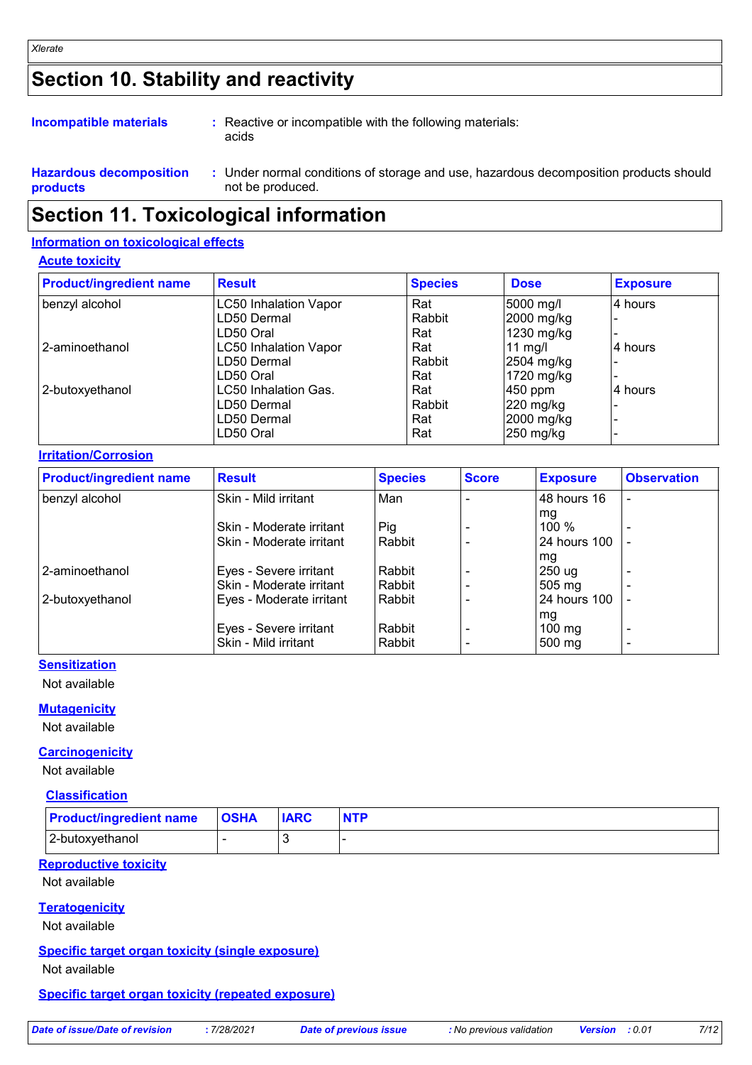# Section 10. Stability and reactivity

**Incompatible materials** : Reactive or incompatible with the following materials: acids

**Hazardous decomposition products** : Under normal conditions of storage and use, hazardous decomposition products should not be produced.

# Section 11. Toxicological information

## Information on toxicological effects

### Acute toxicity

| Product/ingredient name | Result | Species | Dose | Exposure |
|---|---|---|---|---|
| benzyl alcohol | LC50 Inhalation Vapor | Rat | 5000 mg/l | 4 hours |
| | LD50 Dermal | Rabbit | 2000 mg/kg | - |
| | LD50 Oral | Rat | 1230 mg/kg | - |
| 2-aminoethanol | LC50 Inhalation Vapor | Rat | 11 mg/l | 4 hours |
| | LD50 Dermal | Rabbit | 2504 mg/kg | - |
| | LD50 Oral | Rat | 1720 mg/kg | - |
| 2-butoxyethanol | LC50 Inhalation Gas. | Rat | 450 ppm | 4 hours |
| | LD50 Dermal | Rabbit | 220 mg/kg | - |
| | LD50 Dermal | Rat | 2000 mg/kg | - |
| | LD50 Oral | Rat | 250 mg/kg | - |

### Irritation/Corrosion

| Product/ingredient name | Result | Species | Score | Exposure | Observation |
|---|---|---|---|---|---|
| benzyl alcohol | Skin - Mild irritant | Man | - | 48 hours 16 mg | - |
| | Skin - Moderate irritant | Pig | - | 100 % | - |
| | Skin - Moderate irritant | Rabbit | - | 24 hours 100 mg | - |
| 2-aminoethanol | Eyes - Severe irritant | Rabbit | - | 250 ug | - |
| | Skin - Moderate irritant | Rabbit | - | 505 mg | - |
| 2-butoxyethanol | Eyes - Moderate irritant | Rabbit | - | 24 hours 100 mg | - |
| | Eyes - Severe irritant | Rabbit | - | 100 mg | - |
| | Skin - Mild irritant | Rabbit | - | 500 mg | - |

### Sensitization

Not available

### Mutagenicity

Not available

### Carcinogenicity

Not available

#### Classification

| Product/ingredient name | OSHA | IARC | NTP |
|---|---|---|---|
| 2-butoxyethanol | - | 3 | - |

### Reproductive toxicity

Not available

### Teratogenicity

Not available

### Specific target organ toxicity (single exposure)

Not available

### Specific target organ toxicity (repeated exposure)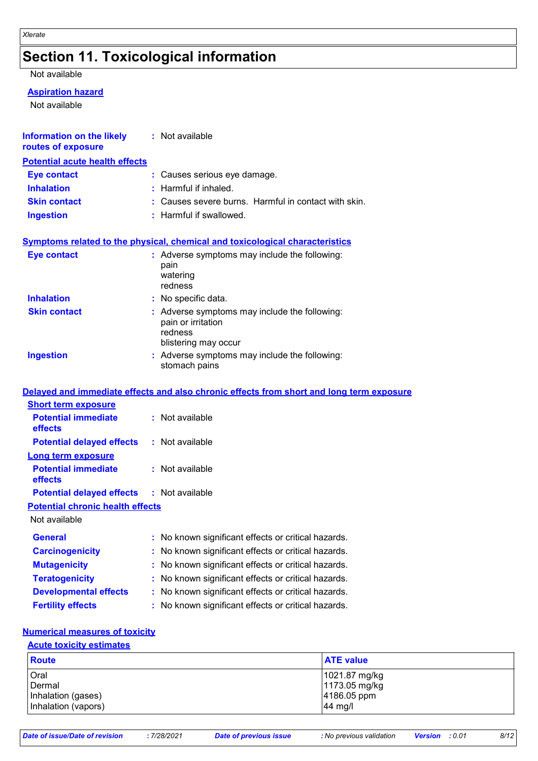# Section 11. Toxicological information

Not available

**Aspiration hazard**

Not available

**Information on the likely routes of exposure** : Not available

**Potential acute health effects**

**Eye contact** : Causes serious eye damage.

**Inhalation** : Harmful if inhaled.

**Skin contact** : Causes severe burns. Harmful in contact with skin.

**Ingestion** : Harmful if swallowed.

**Symptoms related to the physical, chemical and toxicological characteristics**

**Eye contact** : Adverse symptoms may include the following:
pain
watering
redness

**Inhalation** : No specific data.

**Skin contact** : Adverse symptoms may include the following:
pain or irritation
redness
blistering may occur

**Ingestion** : Adverse symptoms may include the following:
stomach pains

**Delayed and immediate effects and also chronic effects from short and long term exposure**

**Short term exposure**

**Potential immediate effects** : Not available

**Potential delayed effects** : Not available

**Long term exposure**

**Potential immediate effects** : Not available

**Potential delayed effects** : Not available

**Potential chronic health effects**

Not available

**General** : No known significant effects or critical hazards.

**Carcinogenicity** : No known significant effects or critical hazards.

**Mutagenicity** : No known significant effects or critical hazards.

**Teratogenicity** : No known significant effects or critical hazards.

**Developmental effects** : No known significant effects or critical hazards.

**Fertility effects** : No known significant effects or critical hazards.

**Numerical measures of toxicity**

**Acute toxicity estimates**

| Route | ATE value |
|---|---|
| Oral | 1021.87 mg/kg |
| Dermal | 1173.05 mg/kg |
| Inhalation (gases) | 4186.05 ppm |
| Inhalation (vapors) | 44 mg/l |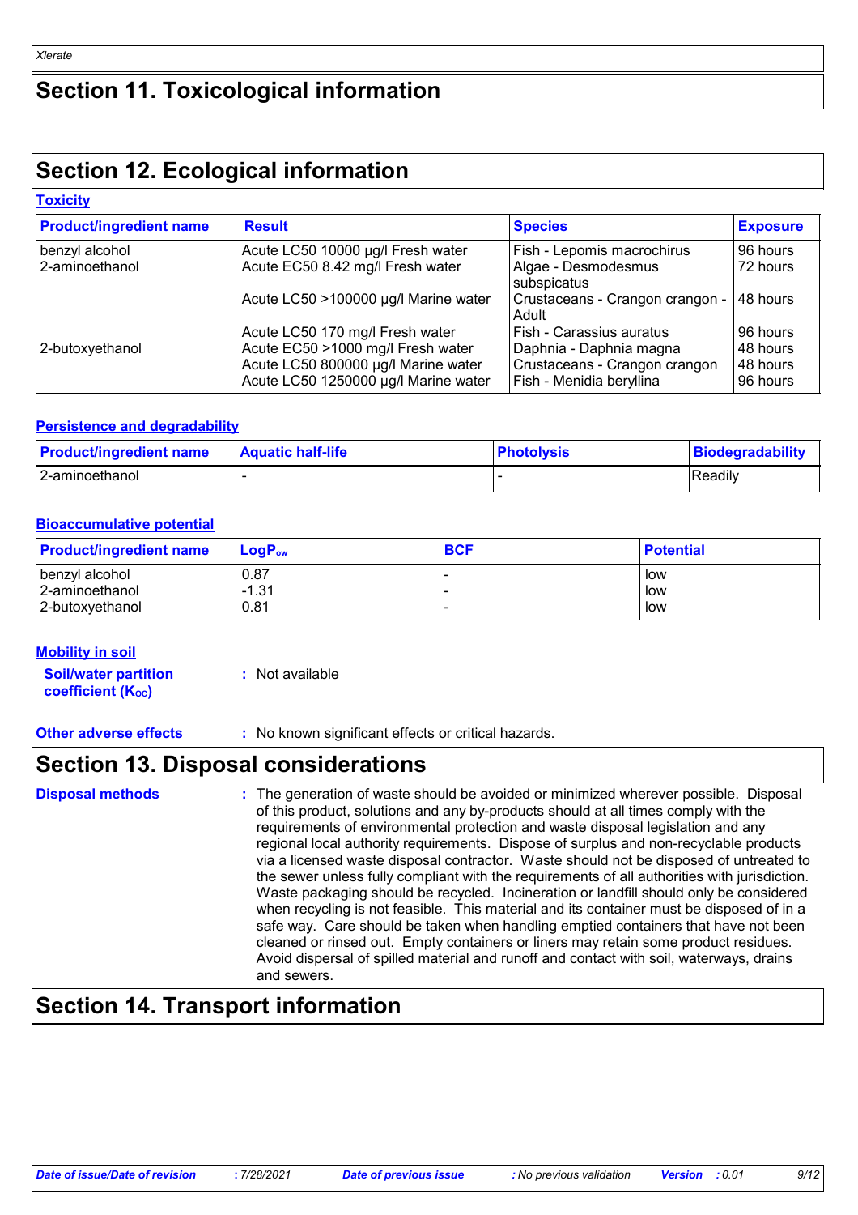# Section 11. Toxicological information

# Section 12. Ecological information

### Toxicity

| Product/ingredient name | Result | Species | Exposure |
|---|---|---|---|
| benzyl alcohol | Acute LC50 10000 µg/l Fresh water | Fish - Lepomis macrochirus | 96 hours |
| 2-aminoethanol | Acute EC50 8.42 mg/l Fresh water | Algae - Desmodesmus subspicatus | 72 hours |
| | Acute LC50 >100000 µg/l Marine water | Crustaceans - Crangon crangon - Adult | 48 hours |
| | Acute LC50 170 mg/l Fresh water | Fish - Carassius auratus | 96 hours |
| 2-butoxyethanol | Acute EC50 >1000 mg/l Fresh water | Daphnia - Daphnia magna | 48 hours |
| | Acute LC50 800000 µg/l Marine water | Crustaceans - Crangon crangon | 48 hours |
| | Acute LC50 1250000 µg/l Marine water | Fish - Menidia beryllina | 96 hours |

### Persistence and degradability

| Product/ingredient name | Aquatic half-life | Photolysis | Biodegradability |
|---|---|---|---|
| 2-aminoethanol | - | - | Readily |

### Bioaccumulative potential

| Product/ingredient name | $LogP_{ow}$ | BCF | Potential |
|---|---|---|---|
| benzyl alcohol | 0.87 | - | low |
| 2-aminoethanol | -1.31 | - | low |
| 2-butoxyethanol | 0.81 | - | low |

### Mobility in soil

**Soil/water partition coefficient ($K_{OC}$)** : Not available

**Other adverse effects** : No known significant effects or critical hazards.

# Section 13. Disposal considerations

**Disposal methods** : The generation of waste should be avoided or minimized wherever possible. Disposal of this product, solutions and any by-products should at all times comply with the requirements of environmental protection and waste disposal legislation and any regional local authority requirements. Dispose of surplus and non-recyclable products via a licensed waste disposal contractor. Waste should not be disposed of untreated to the sewer unless fully compliant with the requirements of all authorities with jurisdiction. Waste packaging should be recycled. Incineration or landfill should only be considered when recycling is not feasible. This material and its container must be disposed of in a safe way. Care should be taken when handling emptied containers that have not been cleaned or rinsed out. Empty containers or liners may retain some product residues. Avoid dispersal of spilled material and runoff and contact with soil, waterways, drains and sewers.

# Section 14. Transport information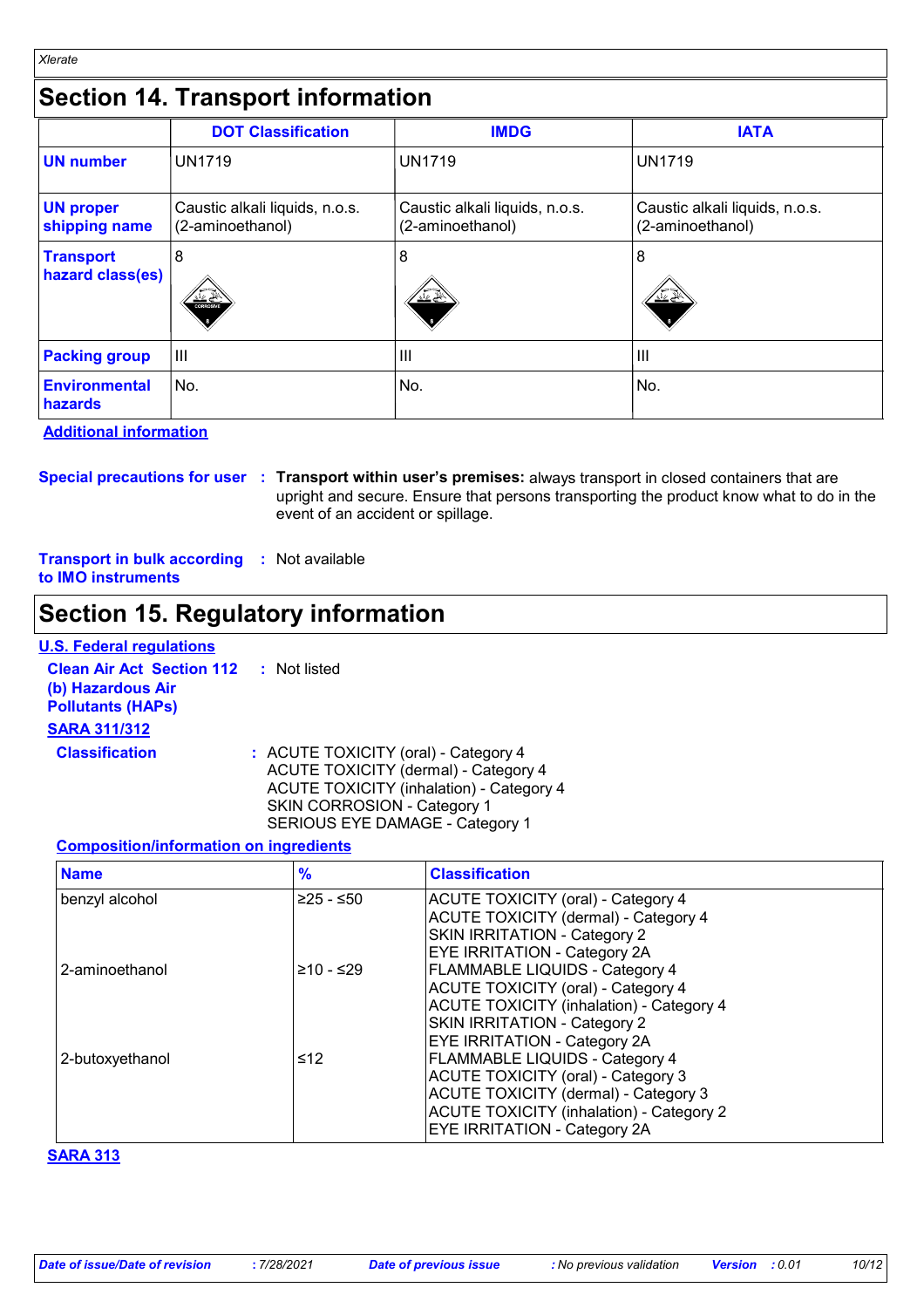## Section 14. Transport information

| | DOT Classification | IMDG | IATA |
|---|---|---|---|
| **UN number** | UN1719 | UN1719 | UN1719 |
| **UN proper shipping name** | Caustic alkali liquids, n.o.s. (2-aminoethanol) | Caustic alkali liquids, n.o.s. (2-aminoethanol) | Caustic alkali liquids, n.o.s. (2-aminoethanol) |
| **Transport hazard class(es)** | 8 | 8 | 8 |
| **Packing group** | III | III | III |
| **Environmental hazards** | No. | No. | No. |

**Additional information**

**Special precautions for user** : **Transport within user's premises:** always transport in closed containers that are upright and secure. Ensure that persons transporting the product know what to do in the event of an accident or spillage.

**Transport in bulk according to IMO instruments** : Not available

## Section 15. Regulatory information

**U.S. Federal regulations**

**Clean Air Act Section 112 (b) Hazardous Air Pollutants (HAPs)** : Not listed

**SARA 311/312**

**Classification** : ACUTE TOXICITY (oral) - Category 4
ACUTE TOXICITY (dermal) - Category 4
ACUTE TOXICITY (inhalation) - Category 4
SKIN CORROSION - Category 1
SERIOUS EYE DAMAGE - Category 1

**Composition/information on ingredients**

| Name | % | Classification |
|---|---|---|
| benzyl alcohol | ≥25 - ≤50 | ACUTE TOXICITY (oral) - Category 4<br>ACUTE TOXICITY (dermal) - Category 4<br>SKIN IRRITATION - Category 2<br>EYE IRRITATION - Category 2A |
| 2-aminoethanol | ≥10 - ≤29 | FLAMMABLE LIQUIDS - Category 4<br>ACUTE TOXICITY (oral) - Category 4<br>ACUTE TOXICITY (inhalation) - Category 4<br>SKIN IRRITATION - Category 2<br>EYE IRRITATION - Category 2A |
| 2-butoxyethanol | ≤12 | FLAMMABLE LIQUIDS - Category 4<br>ACUTE TOXICITY (oral) - Category 3<br>ACUTE TOXICITY (dermal) - Category 3<br>ACUTE TOXICITY (inhalation) - Category 2<br>EYE IRRITATION - Category 2A |

**SARA 313**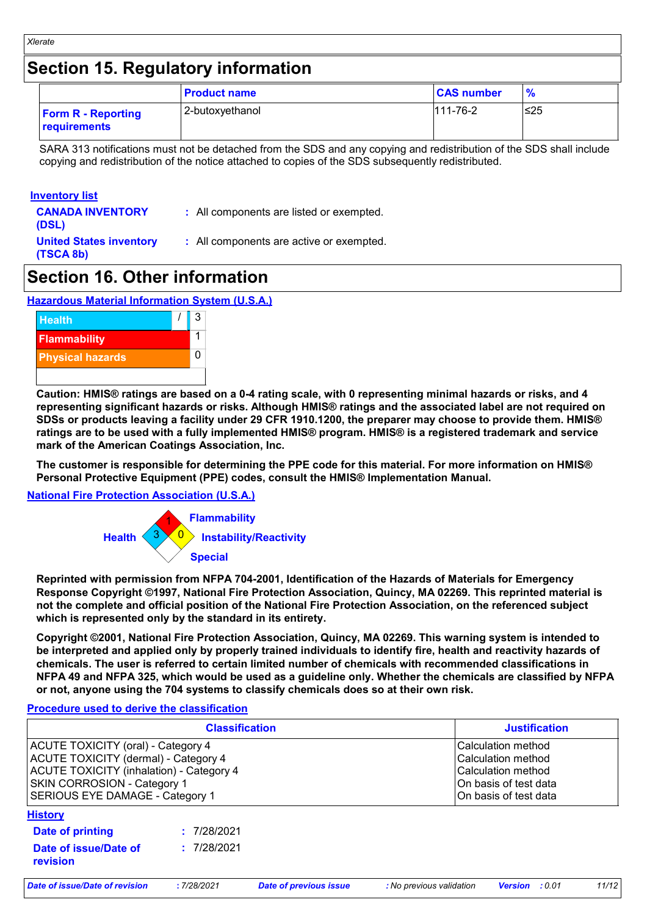# Section 15. Regulatory information

| | Product name | CAS number | % |
|---|---|---|---|
| **Form R - Reporting requirements** | 2-butoxyethanol | 111-76-2 | ≤25 |

SARA 313 notifications must not be detached from the SDS and any copying and redistribution of the SDS shall include copying and redistribution of the notice attached to copies of the SDS subsequently redistributed.

**Inventory list**

**CANADA INVENTORY (DSL)** : All components are listed or exempted.

**United States inventory (TSCA 8b)** : All components are active or exempted.

# Section 16. Other information

**Hazardous Material Information System (U.S.A.)**

| | |
|---|---|
| Health | / 3 |
| Flammability | 1 |
| Physical hazards | 0 |

**Caution: HMIS® ratings are based on a 0-4 rating scale, with 0 representing minimal hazards or risks, and 4 representing significant hazards or risks. Although HMIS® ratings and the associated label are not required on SDSs or products leaving a facility under 29 CFR 1910.1200, the preparer may choose to provide them. HMIS® ratings are to be used with a fully implemented HMIS® program. HMIS® is a registered trademark and service mark of the American Coatings Association, Inc.**

**The customer is responsible for determining the PPE code for this material. For more information on HMIS® Personal Protective Equipment (PPE) codes, consult the HMIS® Implementation Manual.**

**National Fire Protection Association (U.S.A.)**

Health: 3
Flammability: 1
Instability/Reactivity: 0
Special:

**Reprinted with permission from NFPA 704-2001, Identification of the Hazards of Materials for Emergency Response Copyright ©1997, National Fire Protection Association, Quincy, MA 02269. This reprinted material is not the complete and official position of the National Fire Protection Association, on the referenced subject which is represented only by the standard in its entirety.**

**Copyright ©2001, National Fire Protection Association, Quincy, MA 02269. This warning system is intended to be interpreted and applied only by properly trained individuals to identify fire, health and reactivity hazards of chemicals. The user is referred to certain limited number of chemicals with recommended classifications in NFPA 49 and NFPA 325, which would be used as a guideline only. Whether the chemicals are classified by NFPA or not, anyone using the 704 systems to classify chemicals does so at their own risk.**

**Procedure used to derive the classification**

| Classification | Justification |
|---|---|
| ACUTE TOXICITY (oral) - Category 4 | Calculation method |
| ACUTE TOXICITY (dermal) - Category 4 | Calculation method |
| ACUTE TOXICITY (inhalation) - Category 4 | Calculation method |
| SKIN CORROSION - Category 1 | On basis of test data |
| SERIOUS EYE DAMAGE - Category 1 | On basis of test data |

**History**

**Date of printing** : 7/28/2021

**Date of issue/Date of revision** : 7/28/2021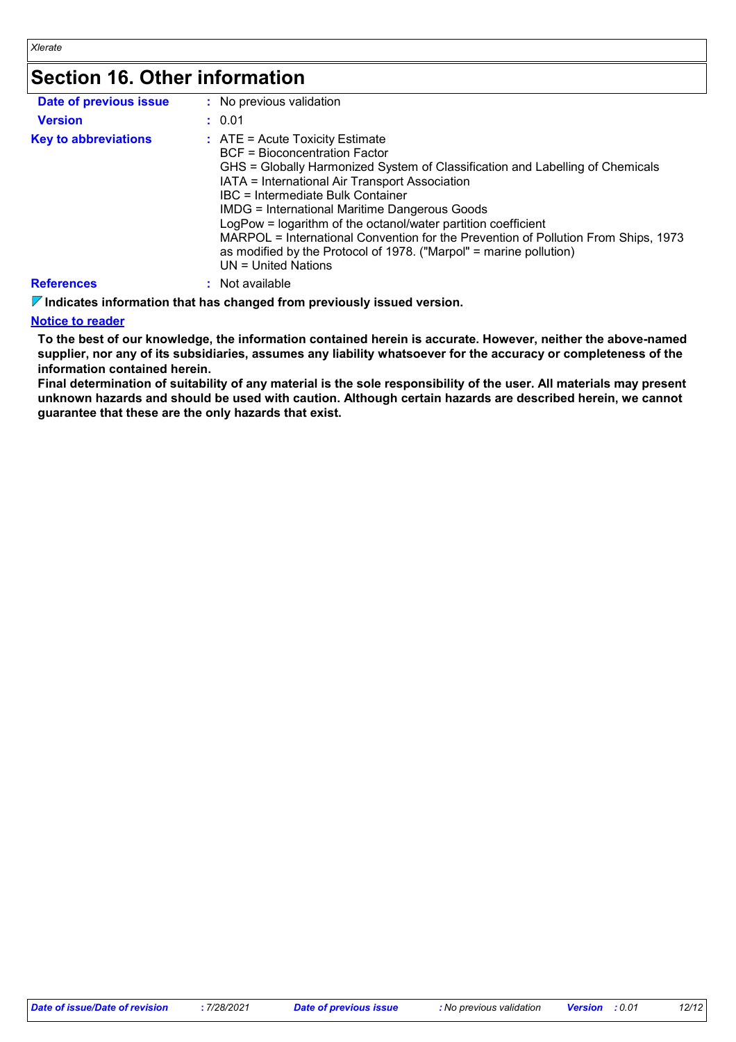## Section 16. Other information

**Date of previous issue** : No previous validation

**Version** : 0.01

**Key to abbreviations** : ATE = Acute Toxicity Estimate
BCF = Bioconcentration Factor
GHS = Globally Harmonized System of Classification and Labelling of Chemicals
IATA = International Air Transport Association
IBC = Intermediate Bulk Container
IMDG = International Maritime Dangerous Goods
LogPow = logarithm of the octanol/water partition coefficient
MARPOL = International Convention for the Prevention of Pollution From Ships, 1973 as modified by the Protocol of 1978. ("Marpol" = marine pollution)
UN = United Nations

**References** : Not available

**Indicates information that has changed from previously issued version.**

**Notice to reader**

**To the best of our knowledge, the information contained herein is accurate. However, neither the above-named supplier, nor any of its subsidiaries, assumes any liability whatsoever for the accuracy or completeness of the information contained herein.**

**Final determination of suitability of any material is the sole responsibility of the user. All materials may present unknown hazards and should be used with caution. Although certain hazards are described herein, we cannot guarantee that these are the only hazards that exist.**